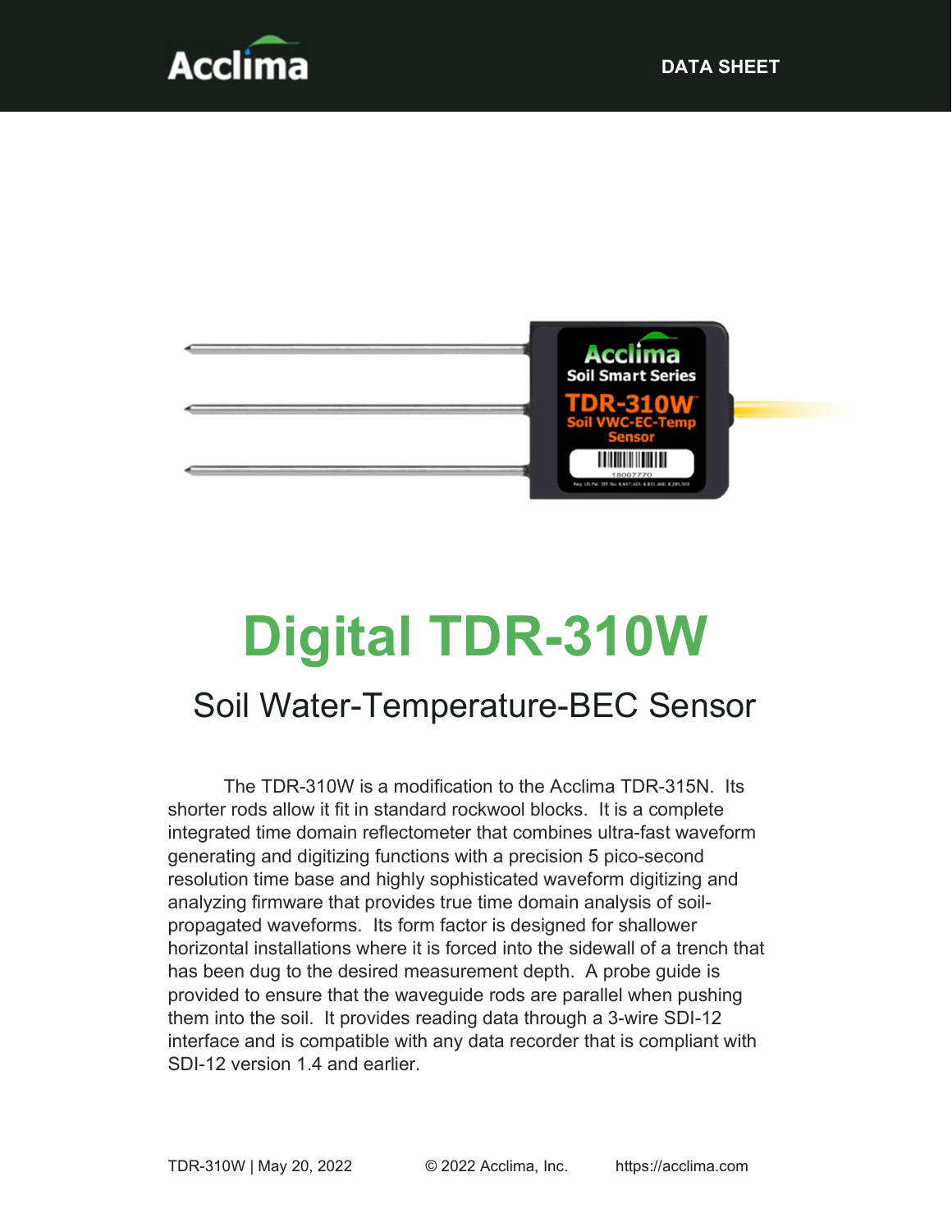Acclima

DATA SHEET

# Digital TDR-310W

## Soil Water-Temperature-BEC Sensor

The TDR-310W is a modification to the Acclima TDR-315N. Its shorter rods allow it fit in standard rockwool blocks. It is a complete integrated time domain reflectometer that combines ultra-fast waveform generating and digitizing functions with a precision 5 pico-second resolution time base and highly sophisticated waveform digitizing and analyzing firmware that provides true time domain analysis of soil-propagated waveforms. Its form factor is designed for shallower horizontal installations where it is forced into the sidewall of a trench that has been dug to the desired measurement depth. A probe guide is provided to ensure that the waveguide rods are parallel when pushing them into the soil. It provides reading data through a 3-wire SDI-12 interface and is compatible with any data recorder that is compliant with SDI-12 version 1.4 and earlier.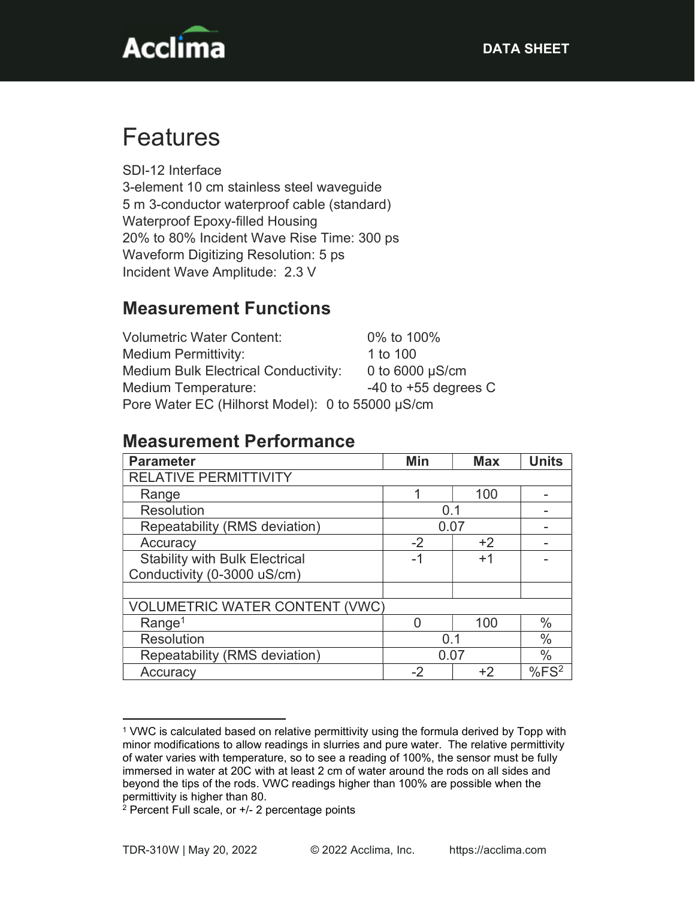# Features

SDI-12 Interface
3-element 10 cm stainless steel waveguide
5 m 3-conductor waterproof cable (standard)
Waterproof Epoxy-filled Housing
20% to 80% Incident Wave Rise Time: 300 ps
Waveform Digitizing Resolution: 5 ps
Incident Wave Amplitude: 2.3 V

## Measurement Functions

Volumetric Water Content: 0% to 100%
Medium Permittivity: 1 to 100
Medium Bulk Electrical Conductivity: 0 to 6000 μS/cm
Medium Temperature: -40 to +55 degrees C
Pore Water EC (Hilhorst Model): 0 to 55000 μS/cm

## Measurement Performance

| Parameter | Min | Max | Units |
|---|---|---|---|
| RELATIVE PERMITTIVITY | | | |
| Range | 1 | 100 | - |
| Resolution | 0.1 | | - |
| Repeatability (RMS deviation) | 0.07 | | - |
| Accuracy | -2 | +2 | - |
| Stability with Bulk Electrical Conductivity (0-3000 uS/cm) | -1 | +1 | - |
| | | | |
| VOLUMETRIC WATER CONTENT (VWC) | | | |
| Range[1] | 0 | 100 | % |
| Resolution | 0.1 | | % |
| Repeatability (RMS deviation) | 0.07 | | % |
| Accuracy | -2 | +2 | %FS[2] |

[1] VWC is calculated based on relative permittivity using the formula derived by Topp with minor modifications to allow readings in slurries and pure water. The relative permittivity of water varies with temperature, so to see a reading of 100%, the sensor must be fully immersed in water at 20C with at least 2 cm of water around the rods on all sides and beyond the tips of the rods. VWC readings higher than 100% are possible when the permittivity is higher than 80.

[2] Percent Full scale, or +/- 2 percentage points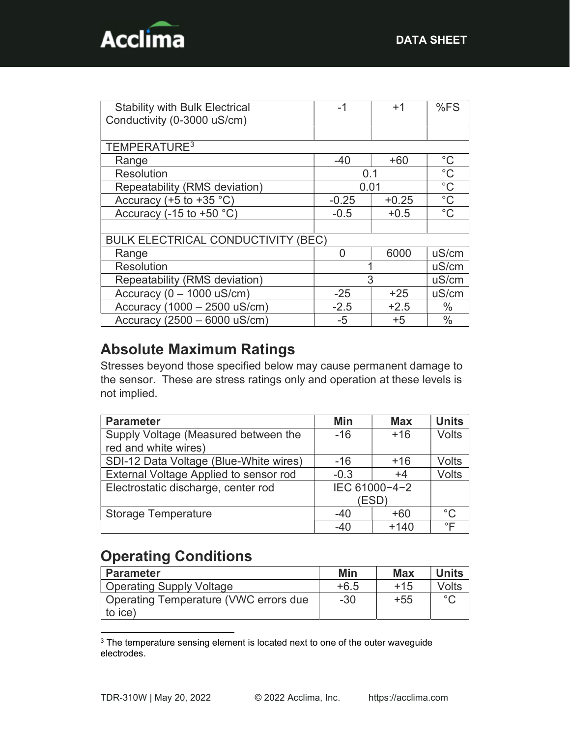| | | | |
|---|---|---|---|
| Stability with Bulk Electrical Conductivity (0-3000 uS/cm) | -1 | +1 | %FS |
| | | | |
| TEMPERATURE[3] | | | |
| Range | -40 | +60 | °C |
| Resolution | 0.1 | | °C |
| Repeatability (RMS deviation) | 0.01 | | °C |
| Accuracy (+5 to +35 °C) | -0.25 | +0.25 | °C |
| Accuracy (-15 to +50 °C) | -0.5 | +0.5 | °C |
| | | | |
| BULK ELECTRICAL CONDUCTIVITY (BEC) | | | |
| Range | 0 | 6000 | uS/cm |
| Resolution | 1 | | uS/cm |
| Repeatability (RMS deviation) | 3 | | uS/cm |
| Accuracy (0 – 1000 uS/cm) | -25 | +25 | uS/cm |
| Accuracy (1000 – 2500 uS/cm) | -2.5 | +2.5 | % |
| Accuracy (2500 – 6000 uS/cm) | -5 | +5 | % |

## Absolute Maximum Ratings

Stresses beyond those specified below may cause permanent damage to the sensor. These are stress ratings only and operation at these levels is not implied.

| Parameter | Min | Max | Units |
|---|---|---|---|
| Supply Voltage (Measured between the red and white wires) | -16 | +16 | Volts |
| SDI-12 Data Voltage (Blue-White wires) | -16 | +16 | Volts |
| External Voltage Applied to sensor rod | -0.3 | +4 | Volts |
| Electrostatic discharge, center rod | IEC 61000−4−2 (ESD) | | |
| Storage Temperature | -40 | +60 | °C |
| | -40 | +140 | °F |

## Operating Conditions

| Parameter | Min | Max | Units |
|---|---|---|---|
| Operating Supply Voltage | +6.5 | +15 | Volts |
| Operating Temperature (VWC errors due to ice) | -30 | +55 | °C |

[3] The temperature sensing element is located next to one of the outer waveguide electrodes.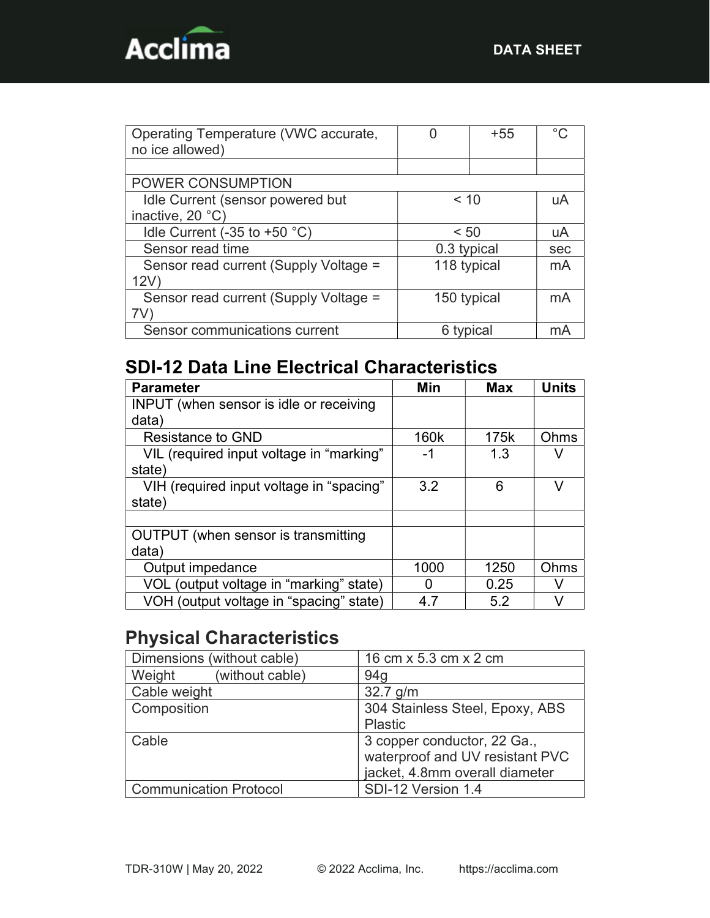| | | | |
|---|---|---|---|
| Operating Temperature (VWC accurate, no ice allowed) | 0 | +55 | °C |
| | | | |
| POWER CONSUMPTION | | | |
| Idle Current (sensor powered but inactive, 20 °C) | < 10 | | uA |
| Idle Current (-35 to +50 °C) | < 50 | | uA |
| Sensor read time | 0.3 typical | | sec |
| Sensor read current (Supply Voltage = 12V) | 118 typical | | mA |
| Sensor read current (Supply Voltage = 7V) | 150 typical | | mA |
| Sensor communications current | 6 typical | | mA |

## SDI-12 Data Line Electrical Characteristics

| Parameter | Min | Max | Units |
|---|---|---|---|
| INPUT (when sensor is idle or receiving data) | | | |
| Resistance to GND | 160k | 175k | Ohms |
| VIL (required input voltage in "marking" state) | -1 | 1.3 | V |
| VIH (required input voltage in "spacing" state) | 3.2 | 6 | V |
| | | | |
| OUTPUT (when sensor is transmitting data) | | | |
| Output impedance | 1000 | 1250 | Ohms |
| VOL (output voltage in "marking" state) | 0 | 0.25 | V |
| VOH (output voltage in "spacing" state) | 4.7 | 5.2 | V |

## Physical Characteristics

| | |
|---|---|
| Dimensions (without cable) | 16 cm x 5.3 cm x 2 cm |
| Weight (without cable) | 94g |
| Cable weight | 32.7 g/m |
| Composition | 304 Stainless Steel, Epoxy, ABS Plastic |
| Cable | 3 copper conductor, 22 Ga., waterproof and UV resistant PVC jacket, 4.8mm overall diameter |
| Communication Protocol | SDI-12 Version 1.4 |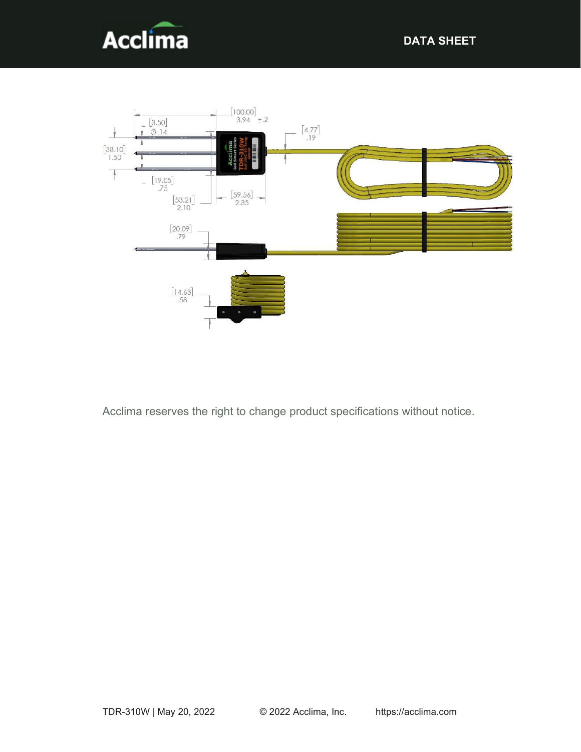[100.00]
3.94 ±.2

[3.50]
Ø.14

[4.77]
.19

[38.10]
1.50

[19.05]
.75

[53.21]
2.10

[59.56]
2.35

[20.09]
.79

[14.63]
.58

Acclima reserves the right to change product specifications without notice.